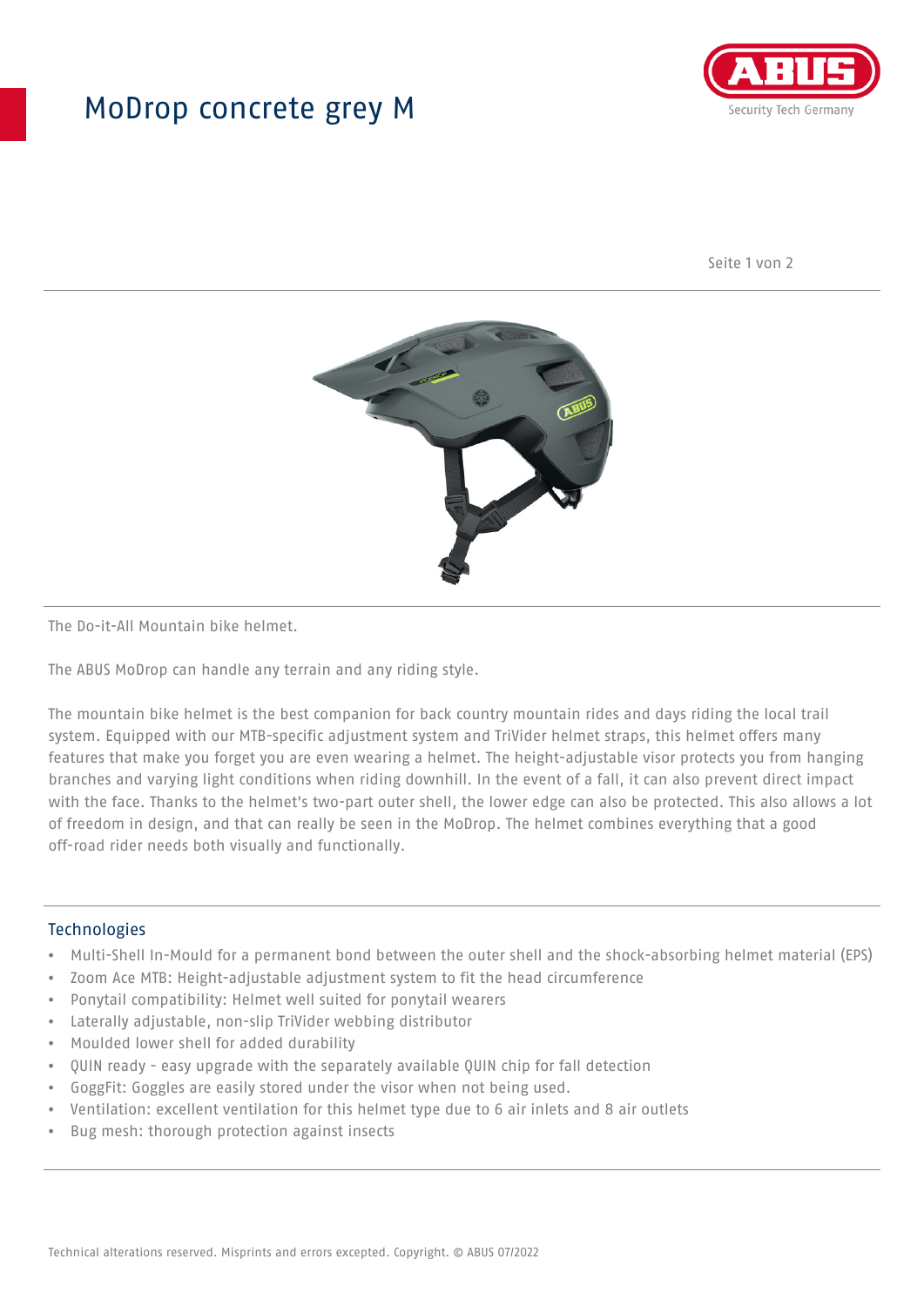# MoDrop concrete grey M

The Do-it-All Mountain bike helmet.

The ABUS MoDrop can handle any terrain and any riding style.

The mountain bike helmet is the best companion for back country mountain rides and days riding the local trail system. Equipped with our MTB-specific adjustment system and TriVider helmet straps, this helmet offers many features that make you forget you are even wearing a helmet. The height-adjustable visor protects you from hanging branches and varying light conditions when riding downhill. In the event of a fall, it can also prevent direct impact with the face. Thanks to the helmet's two-part outer shell, the lower edge can also be protected. This also allows a lot of freedom in design, and that can really be seen in the MoDrop. The helmet combines everything that a good off-road rider needs both visually and functionally.

## Technologies

- Multi-Shell In-Mould for a permanent bond between the outer shell and the shock-absorbing helmet material (EPS)
- Zoom Ace MTB: Height-adjustable adjustment system to fit the head circumference
- Ponytail compatibility: Helmet well suited for ponytail wearers
- Laterally adjustable, non-slip TriVider webbing distributor
- Moulded lower shell for added durability
- QUIN ready - easy upgrade with the separately available QUIN chip for fall detection
- GoggFit: Goggles are easily stored under the visor when not being used.
- Ventilation: excellent ventilation for this helmet type due to 6 air inlets and 8 air outlets
- Bug mesh: thorough protection against insects

Technical alterations reserved. Misprints and errors excepted. Copyright. © ABUS 07/2022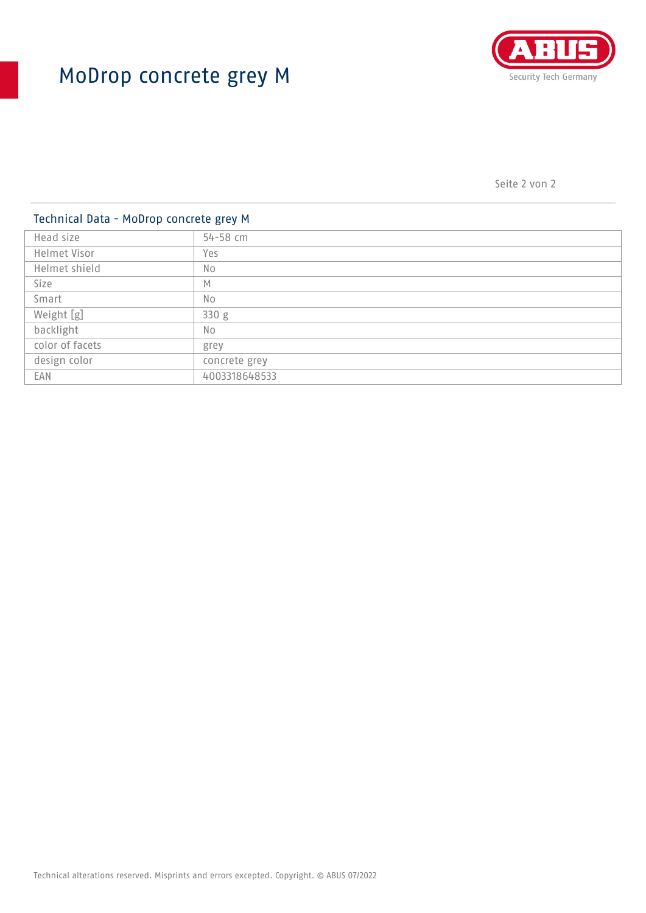# MoDrop concrete grey M

## Technical Data - MoDrop concrete grey M

| | |
|---|---|
| Head size | 54-58 cm |
| Helmet Visor | Yes |
| Helmet shield | No |
| Size | M |
| Smart | No |
| Weight [g] | 330 g |
| backlight | No |
| color of facets | grey |
| design color | concrete grey |
| EAN | 4003318648533 |

Technical alterations reserved. Misprints and errors excepted. Copyright. © ABUS 07/2022